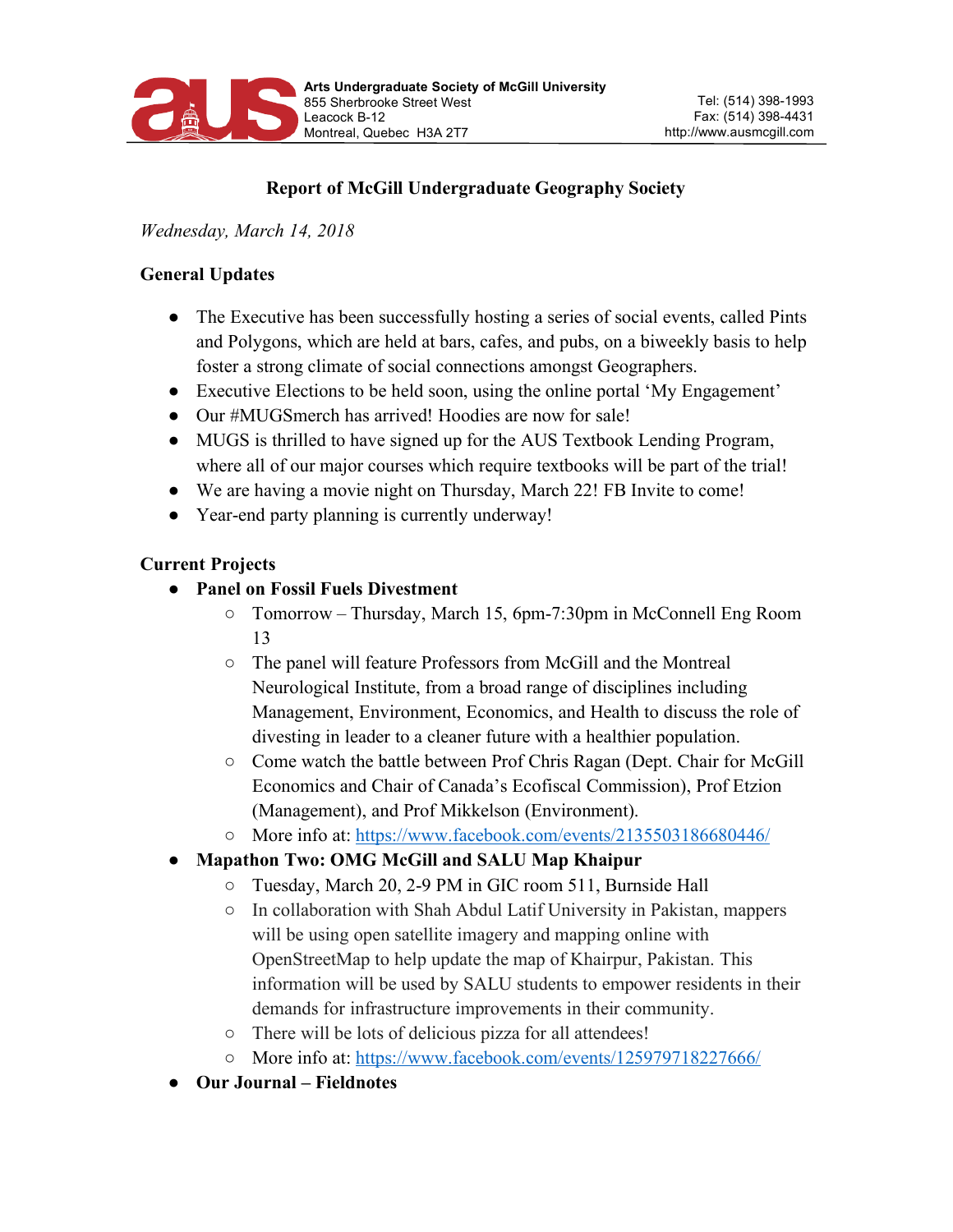**Arts Undergraduate Society of McGill University**
855 Sherbrooke Street West
Leacock B-12
Montreal, Quebec H3A 2T7

Tel: (514) 398-1993
Fax: (514) 398-4431
http://www.ausmcgill.com

# Report of McGill Undergraduate Geography Society

*Wednesday, March 14, 2018*

## General Updates

- The Executive has been successfully hosting a series of social events, called Pints and Polygons, which are held at bars, cafes, and pubs, on a biweekly basis to help foster a strong climate of social connections amongst Geographers.
- Executive Elections to be held soon, using the online portal 'My Engagement'
- Our #MUGSmerch has arrived! Hoodies are now for sale!
- MUGS is thrilled to have signed up for the AUS Textbook Lending Program, where all of our major courses which require textbooks will be part of the trial!
- We are having a movie night on Thursday, March 22! FB Invite to come!
- Year-end party planning is currently underway!

## Current Projects

- **Panel on Fossil Fuels Divestment**
  - Tomorrow – Thursday, March 15, 6pm-7:30pm in McConnell Eng Room 13
  - The panel will feature Professors from McGill and the Montreal Neurological Institute, from a broad range of disciplines including Management, Environment, Economics, and Health to discuss the role of divesting in leader to a cleaner future with a healthier population.
  - Come watch the battle between Prof Chris Ragan (Dept. Chair for McGill Economics and Chair of Canada's Ecofiscal Commission), Prof Etzion (Management), and Prof Mikkelson (Environment).
  - More info at: https://www.facebook.com/events/2135503186680446/
- **Mapathon Two: OMG McGill and SALU Map Khaipur**
  - Tuesday, March 20, 2-9 PM in GIC room 511, Burnside Hall
  - In collaboration with Shah Abdul Latif University in Pakistan, mappers will be using open satellite imagery and mapping online with OpenStreetMap to help update the map of Khairpur, Pakistan. This information will be used by SALU students to empower residents in their demands for infrastructure improvements in their community.
  - There will be lots of delicious pizza for all attendees!
  - More info at: https://www.facebook.com/events/125979718227666/
- **Our Journal – Fieldnotes**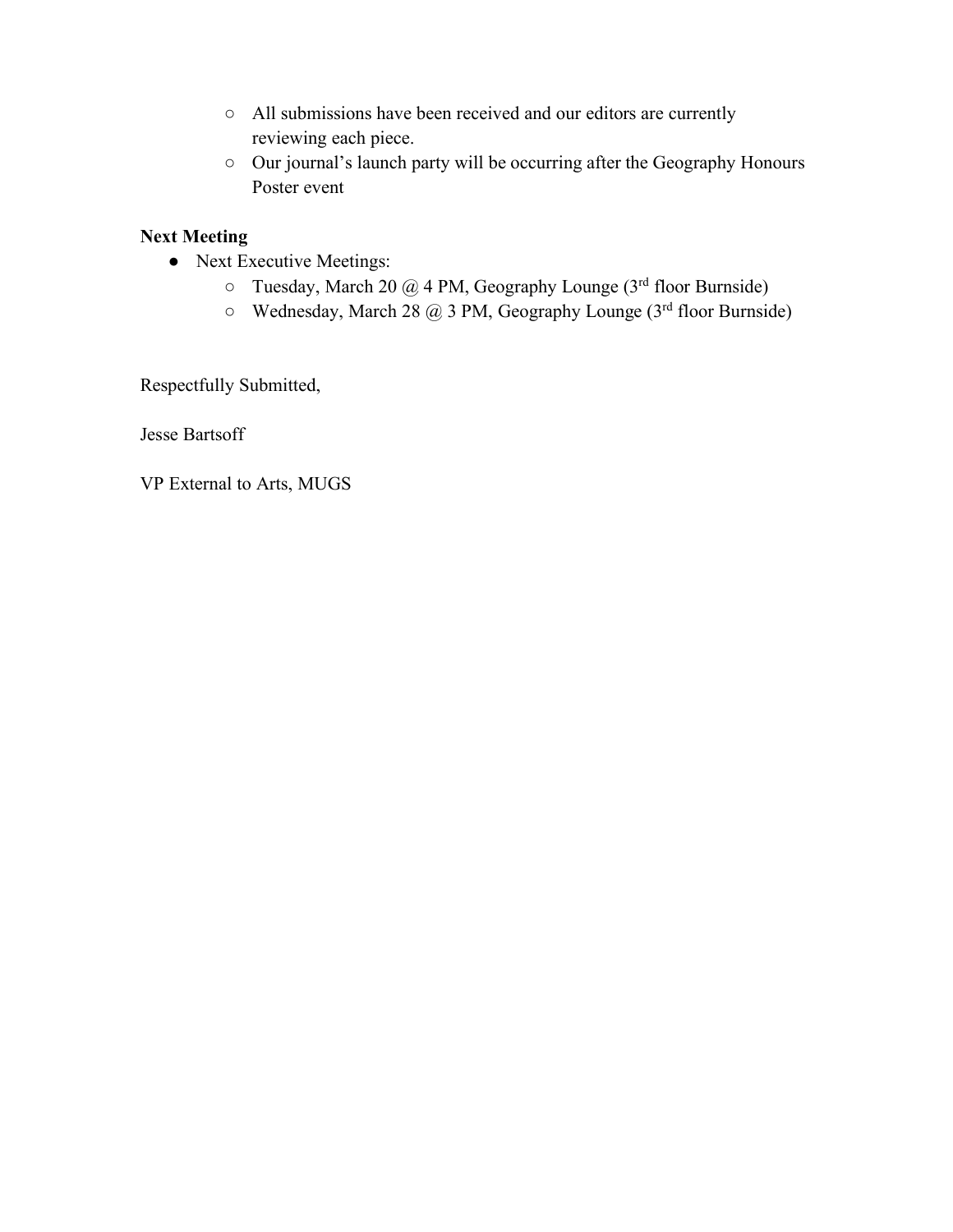- All submissions have been received and our editors are currently reviewing each piece.
  - Our journal's launch party will be occurring after the Geography Honours Poster event

**Next Meeting**

- Next Executive Meetings:
  - Tuesday, March 20 @ 4 PM, Geography Lounge (3rd floor Burnside)
  - Wednesday, March 28 @ 3 PM, Geography Lounge (3rd floor Burnside)

Respectfully Submitted,

Jesse Bartsoff

VP External to Arts, MUGS